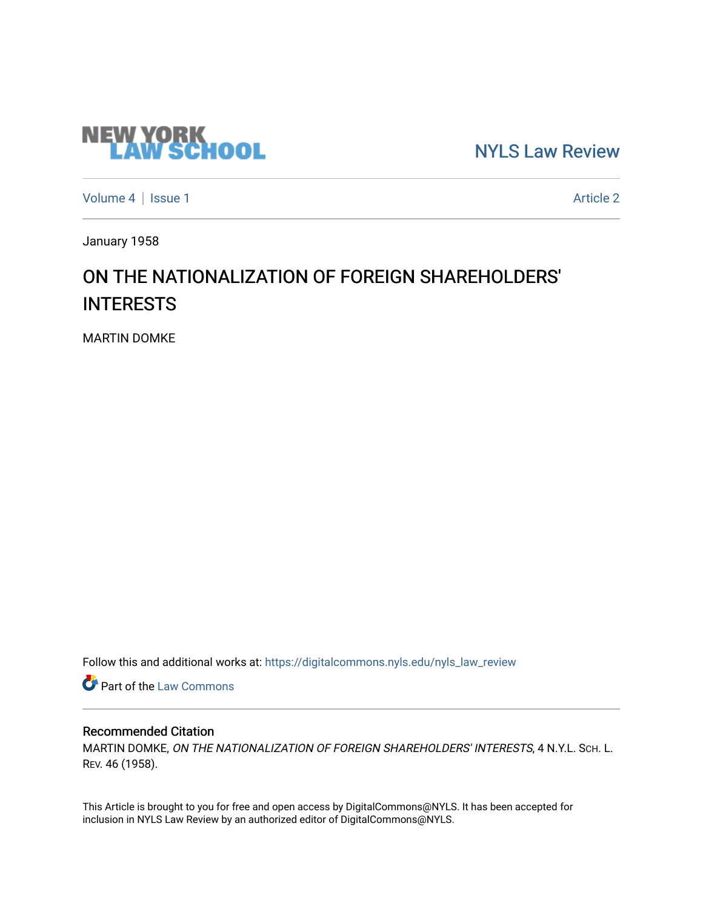NEW YORK LAW SCHOOL

NYLS Law Review

Volume 4 | Issue 1

Article 2

January 1958

# ON THE NATIONALIZATION OF FOREIGN SHAREHOLDERS' INTERESTS

MARTIN DOMKE

Follow this and additional works at: https://digitalcommons.nyls.edu/nyls_law_review

Part of the Law Commons

## Recommended Citation

MARTIN DOMKE, *ON THE NATIONALIZATION OF FOREIGN SHAREHOLDERS' INTERESTS*, 4 N.Y.L. SCH. L. REV. 46 (1958).

This Article is brought to you for free and open access by DigitalCommons@NYLS. It has been accepted for inclusion in NYLS Law Review by an authorized editor of DigitalCommons@NYLS.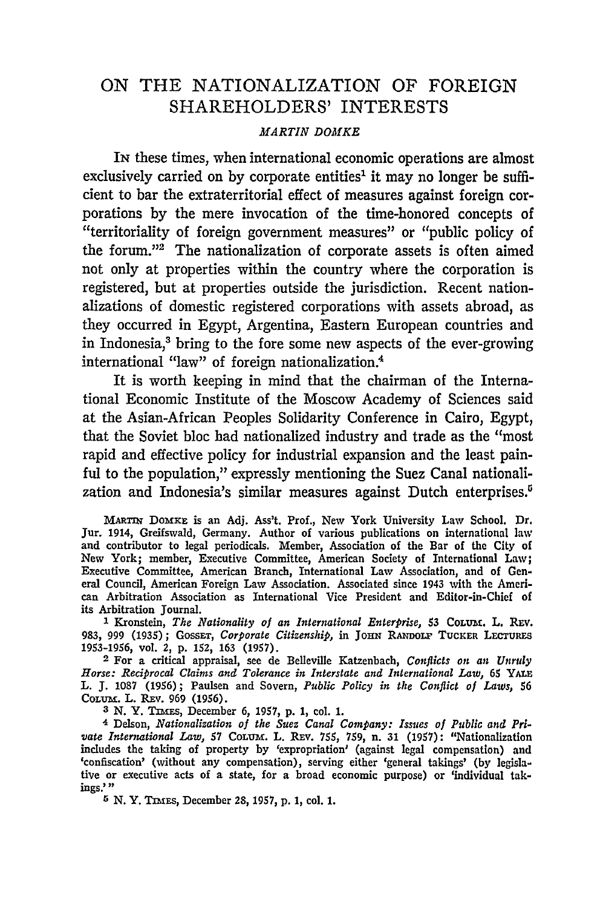# ON THE NATIONALIZATION OF FOREIGN SHAREHOLDERS' INTERESTS

*MARTIN DOMKE*

IN these times, when international economic operations are almost exclusively carried on by corporate entities[1] it may no longer be sufficient to bar the extraterritorial effect of measures against foreign corporations by the mere invocation of the time-honored concepts of "territoriality of foreign government measures" or "public policy of the forum."[2] The nationalization of corporate assets is often aimed not only at properties within the country where the corporation is registered, but at properties outside the jurisdiction. Recent nationalizations of domestic registered corporations with assets abroad, as they occurred in Egypt, Argentina, Eastern European countries and in Indonesia,[3] bring to the fore some new aspects of the ever-growing international "law" of foreign nationalization.[4]

It is worth keeping in mind that the chairman of the International Economic Institute of the Moscow Academy of Sciences said at the Asian-African Peoples Solidarity Conference in Cairo, Egypt, that the Soviet bloc had nationalized industry and trade as the "most rapid and effective policy for industrial expansion and the least painful to the population," expressly mentioning the Suez Canal nationalization and Indonesia's similar measures against Dutch enterprises.[5]

---

MARTIN DOMKE is an Adj. Ass't. Prof., New York University Law School. Dr. Jur. 1914, Greifswald, Germany. Author of various publications on international law and contributor to legal periodicals. Member, Association of the Bar of the City of New York; member, Executive Committee, American Society of International Law; Executive Committee, American Branch, International Law Association, and of General Council, American Foreign Law Association. Associated since 1943 with the American Arbitration Association as International Vice President and Editor-in-Chief of its Arbitration Journal.

[1] Kronstein, *The Nationality of an International Enterprise*, 53 COLUM. L. REV. 983, 999 (1935); GOSSET, *Corporate Citizenship*, in JOHN RANDOLF TUCKER LECTURES 1953-1956, vol. 2, p. 152, 163 (1957).

[2] For a critical appraisal, see de Belleville Katzenbach, *Conflicts on an Unruly Horse: Reciprocal Claims and Tolerance in Interstate and International Law*, 65 YALE L. J. 1087 (1956); Paulsen and Sovern, *Public Policy in the Conflict of Laws*, 56 COLUM. L. REV. 969 (1956).

[3] N. Y. TIMES, December 6, 1957, p. 1, col. 1.

[4] Delson, *Nationalization of the Suez Canal Company: Issues of Public and Private International Law*, 57 COLUM. L. REV. 755, 759, n. 31 (1957): "Nationalization includes the taking of property by 'expropriation' (against legal compensation) and 'confiscation' (without any compensation), serving either 'general takings' (by legislative or executive acts of a state, for a broad economic purpose) or 'individual takings.'"

[5] N. Y. TIMES, December 28, 1957, p. 1, col. 1.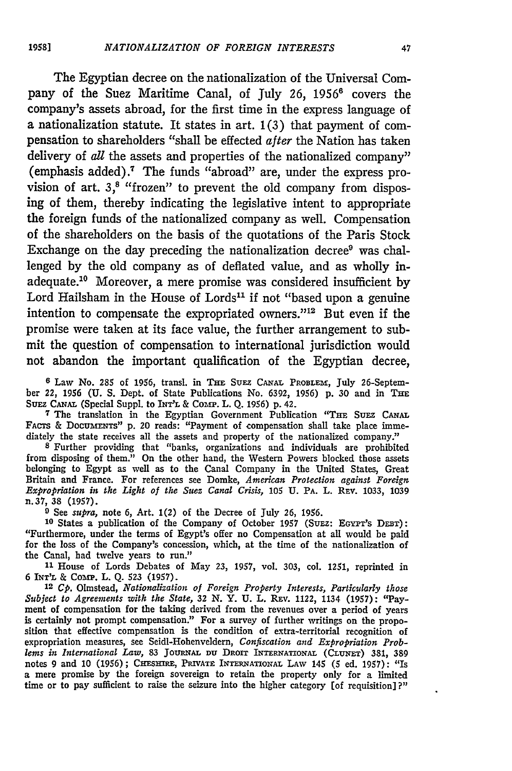The Egyptian decree on the nationalization of the Universal Company of the Suez Maritime Canal, of July 26, 1956[6] covers the company's assets abroad, for the first time in the express language of a nationalization statute. It states in art. 1(3) that payment of compensation to shareholders "shall be effected *after* the Nation has taken delivery of *all* the assets and properties of the nationalized company" (emphasis added).[7] The funds "abroad" are, under the express provision of art. 3,[8] "frozen" to prevent the old company from disposing of them, thereby indicating the legislative intent to appropriate the foreign funds of the nationalized company as well. Compensation of the shareholders on the basis of the quotations of the Paris Stock Exchange on the day preceding the nationalization decree[9] was challenged by the old company as of deflated value, and as wholly inadequate.[10] Moreover, a mere promise was considered insufficient by Lord Hailsham in the House of Lords[11] if not "based upon a genuine intention to compensate the expropriated owners."[12] But even if the promise were taken at its face value, the further arrangement to submit the question of compensation to international jurisdiction would not abandon the important qualification of the Egyptian decree,

[6] Law No. 285 of 1956, transl. in THE SUEZ CANAL PROBLEM, July 26-September 22, 1956 (U. S. Dept. of State Publications No. 6392, 1956) p. 30 and in THE SUEZ CANAL (Special Suppl. to INT'L & COMP. L. Q. 1956) p. 42.

[7] The translation in the Egyptian Government Publication "THE SUEZ CANAL FACTS & DOCUMENTS" p. 20 reads: "Payment of compensation shall take place immediately the state receives all the assets and property of the nationalized company."

[8] Further providing that "banks, organizations and individuals are prohibited from disposing of them." On the other hand, the Western Powers blocked those assets belonging to Egypt as well as to the Canal Company in the United States, Great Britain and France. For references see Domke, *American Protection against Foreign Expropriation in the Light of the Suez Canal Crisis,* 105 U. PA. L. REV. 1033, 1039 n. 37, 38 (1957).

[9] See *supra,* note 6, Art. 1(2) of the Decree of July 26, 1956.

[10] States a publication of the Company of October 1957 (SUEZ: EGYPT'S DEBT): "Furthermore, under the terms of Egypt's offer no Compensation at all would be paid for the loss of the Company's concession, which, at the time of the nationalization of the Canal, had twelve years to run."

[11] House of Lords Debates of May 23, 1957, vol. 303, col. 1251, reprinted in 6 INT'L & COMP. L. Q. 523 (1957).

[12] *Cp.* Olmstead, *Nationalization of Foreign Property Interests, Particularly those Subject to Agreements with the State,* 32 N. Y. U. L. REV. 1122, 1134 (1957): "Payment of compensation for the taking derived from the revenues over a period of years is certainly not prompt compensation." For a survey of further writings on the proposition that effective compensation is the condition of extra-territorial recognition of expropriation measures, see Seidl-Hohenveldern, *Confiscation and Expropriation Problems in International Law,* 83 JOURNAL DU DROIT INTERNATIONAL (CLUNET) 381, 389 notes 9 and 10 (1956); CHESHIRE, PRIVATE INTERNATIONAL LAW 145 (5 ed. 1957): "Is a mere promise by the foreign sovereign to retain the property only for a limited time or to pay sufficient to raise the seizure into the higher category [of requisition]?"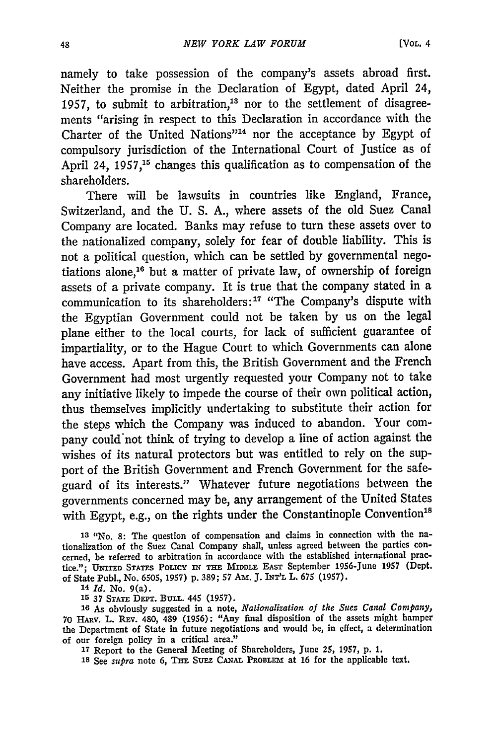namely to take possession of the company's assets abroad first. Neither the promise in the Declaration of Egypt, dated April 24, 1957, to submit to arbitration,[13] nor to the settlement of disagreements "arising in respect to this Declaration in accordance with the Charter of the United Nations"[14] nor the acceptance by Egypt of compulsory jurisdiction of the International Court of Justice as of April 24, 1957,[15] changes this qualification as to compensation of the shareholders.

There will be lawsuits in countries like England, France, Switzerland, and the U. S. A., where assets of the old Suez Canal Company are located. Banks may refuse to turn these assets over to the nationalized company, solely for fear of double liability. This is not a political question, which can be settled by governmental negotiations alone,[16] but a matter of private law, of ownership of foreign assets of a private company. It is true that the company stated in a communication to its shareholders:[17] "The Company's dispute with the Egyptian Government could not be taken by us on the legal plane either to the local courts, for lack of sufficient guarantee of impartiality, or to the Hague Court to which Governments can alone have access. Apart from this, the British Government and the French Government had most urgently requested your Company not to take any initiative likely to impede the course of their own political action, thus themselves implicitly undertaking to substitute their action for the steps which the Company was induced to abandon. Your company could not think of trying to develop a line of action against the wishes of its natural protectors but was entitled to rely on the support of the British Government and French Government for the safeguard of its interests." Whatever future negotiations between the governments concerned may be, any arrangement of the United States with Egypt, e.g., on the rights under the Constantinople Convention[18]

---

[13] "No. 8: The question of compensation and claims in connection with the nationalization of the Suez Canal Company shall, unless agreed between the parties concerned, be referred to arbitration in accordance with the established international practice."; UNITED STATES POLICY IN THE MIDDLE EAST September 1956-June 1957 (Dept. of State Publ., No. 6505, 1957) p. 389; 57 AM. J. INT'L L. 675 (1957).

[14] *Id.* No. 9(a).

[15] 37 STATE DEPT. BULL. 445 (1957).

[16] As obviously suggested in a note, *Nationalization of the Suez Canal Company*, 70 HARV. L. REV. 480, 489 (1956): "Any final disposition of the assets might hamper the Department of State in future negotiations and would be, in effect, a determination of our foreign policy in a critical area."

[17] Report to the General Meeting of Shareholders, June 25, 1957, p. 1.

[18] See *supra* note 6, THE SUEZ CANAL PROBLEM at 16 for the applicable text.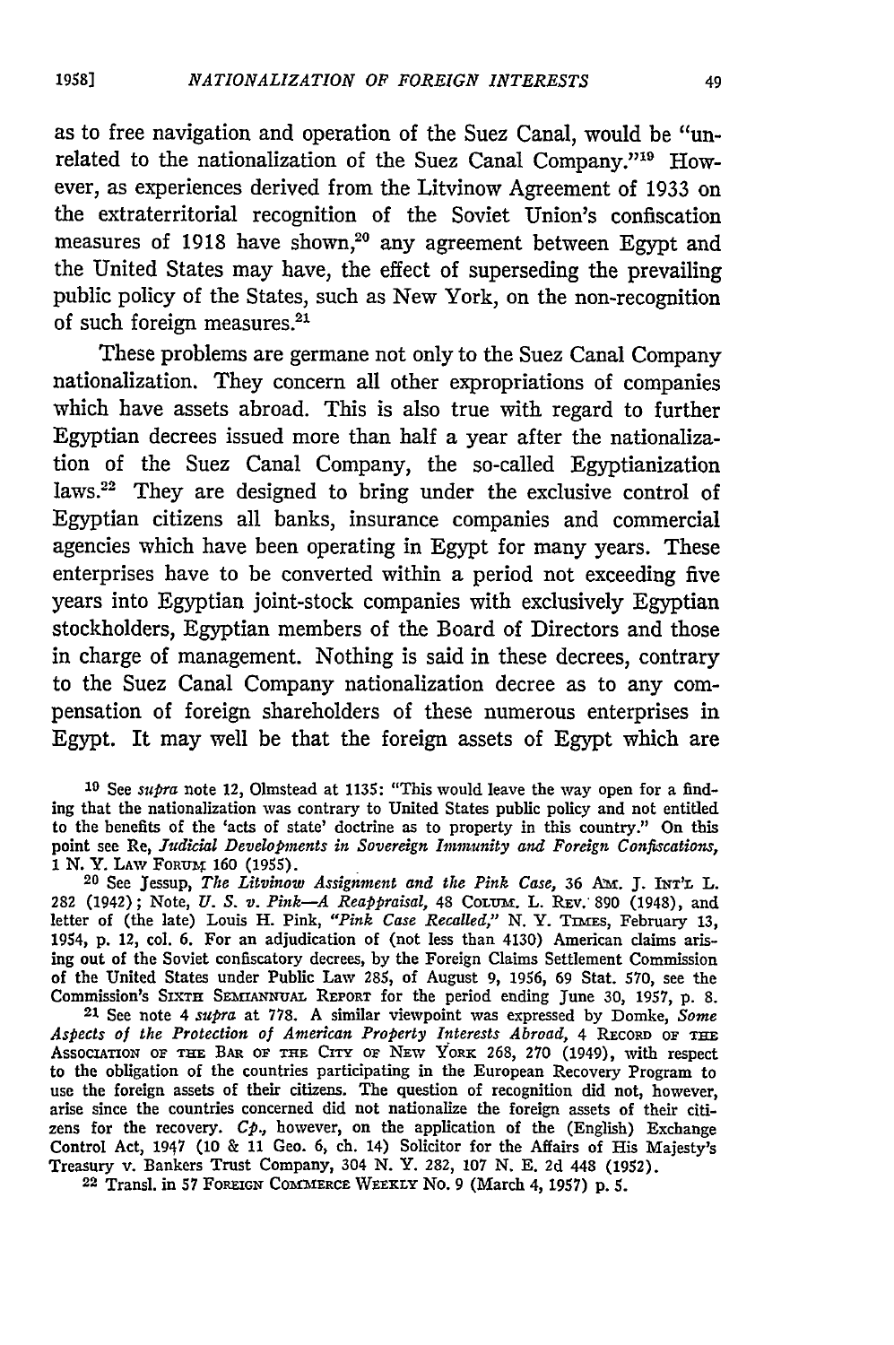as to free navigation and operation of the Suez Canal, would be "unrelated to the nationalization of the Suez Canal Company."[19] However, as experiences derived from the Litvinow Agreement of 1933 on the extraterritorial recognition of the Soviet Union's confiscation measures of 1918 have shown,[20] any agreement between Egypt and the United States may have, the effect of superseding the prevailing public policy of the States, such as New York, on the non-recognition of such foreign measures.[21]

These problems are germane not only to the Suez Canal Company nationalization. They concern all other expropriations of companies which have assets abroad. This is also true with regard to further Egyptian decrees issued more than half a year after the nationalization of the Suez Canal Company, the so-called Egyptianization laws.[22] They are designed to bring under the exclusive control of Egyptian citizens all banks, insurance companies and commercial agencies which have been operating in Egypt for many years. These enterprises have to be converted within a period not exceeding five years into Egyptian joint-stock companies with exclusively Egyptian stockholders, Egyptian members of the Board of Directors and those in charge of management. Nothing is said in these decrees, contrary to the Suez Canal Company nationalization decree as to any compensation of foreign shareholders of these numerous enterprises in Egypt. It may well be that the foreign assets of Egypt which are

---

[19] See *supra* note 12, Olmstead at 1135: "This would leave the way open for a finding that the nationalization was contrary to United States public policy and not entitled to the benefits of the 'acts of state' doctrine as to property in this country." On this point see Re, *Judicial Developments in Sovereign Immunity and Foreign Confiscations*, 1 N. Y. LAW FORUM 160 (1955).

[20] See Jessup, *The Litvinow Assignment and the Pink Case*, 36 AM. J. INT'L L. 282 (1942); Note, *U. S. v. Pink—A Reappraisal*, 48 COLUM. L. REV. 890 (1948), and letter of (the late) Louis H. Pink, *"Pink Case Recalled,"* N. Y. TIMES, February 13, 1954, p. 12, col. 6. For an adjudication of (not less than 4130) American claims arising out of the Soviet confiscatory decrees, by the Foreign Claims Settlement Commission of the United States under Public Law 285, of August 9, 1956, 69 Stat. 570, see the Commission's SIXTH SEMIANNUAL REPORT for the period ending June 30, 1957, p. 8.

[21] See note 4 *supra* at 778. A similar viewpoint was expressed by Domke, *Some Aspects of the Protection of American Property Interests Abroad*, 4 RECORD OF THE ASSOCIATION OF THE BAR OF THE CITY OF NEW YORK 268, 270 (1949), with respect to the obligation of the countries participating in the European Recovery Program to use the foreign assets of their citizens. The question of recognition did not, however, arise since the countries concerned did not nationalize the foreign assets of their citizens for the recovery. *Cp.*, however, on the application of the (English) Exchange Control Act, 1947 (10 & 11 Geo. 6, ch. 14) Solicitor for the Affairs of His Majesty's Treasury v. Bankers Trust Company, 304 N. Y. 282, 107 N. E. 2d 448 (1952).

[22] Transl. in 57 FOREIGN COMMERCE WEEKLY No. 9 (March 4, 1957) p. 5.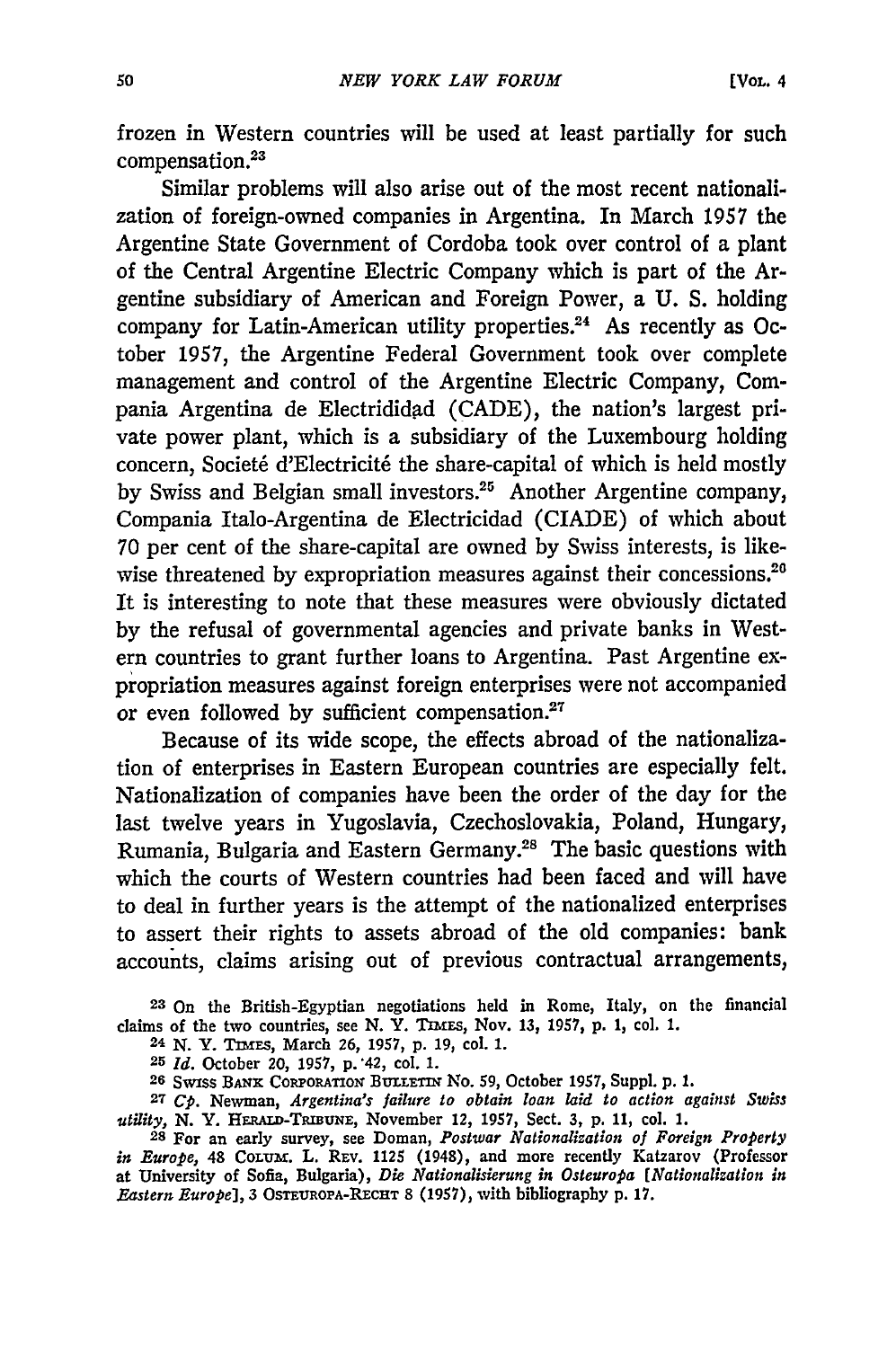frozen in Western countries will be used at least partially for such compensation.[23]

Similar problems will also arise out of the most recent nationalization of foreign-owned companies in Argentina. In March 1957 the Argentine State Government of Cordoba took over control of a plant of the Central Argentine Electric Company which is part of the Argentine subsidiary of American and Foreign Power, a U. S. holding company for Latin-American utility properties.[24] As recently as October 1957, the Argentine Federal Government took over complete management and control of the Argentine Electric Company, Compania Argentina de Electrididad (CADE), the nation's largest private power plant, which is a subsidiary of the Luxembourg holding concern, Societé d'Electricité the share-capital of which is held mostly by Swiss and Belgian small investors.[25] Another Argentine company, Compania Italo-Argentina de Electricidad (CIADE) of which about 70 per cent of the share-capital are owned by Swiss interests, is likewise threatened by expropriation measures against their concessions.[26] It is interesting to note that these measures were obviously dictated by the refusal of governmental agencies and private banks in Western countries to grant further loans to Argentina. Past Argentine expropriation measures against foreign enterprises were not accompanied or even followed by sufficient compensation.[27]

Because of its wide scope, the effects abroad of the nationalization of enterprises in Eastern European countries are especially felt. Nationalization of companies have been the order of the day for the last twelve years in Yugoslavia, Czechoslovakia, Poland, Hungary, Rumania, Bulgaria and Eastern Germany.[28] The basic questions with which the courts of Western countries had been faced and will have to deal in further years is the attempt of the nationalized enterprises to assert their rights to assets abroad of the old companies: bank accounts, claims arising out of previous contractual arrangements,

---

[23] On the British-Egyptian negotiations held in Rome, Italy, on the financial claims of the two countries, see N. Y. TIMES, Nov. 13, 1957, p. 1, col. 1.

[24] N. Y. TIMES, March 26, 1957, p. 19, col. 1.

[25] *Id.* October 20, 1957, p. 42, col. 1.

[26] SWISS BANK CORPORATION BULLETIN No. 59, October 1957, Suppl. p. 1.

[27] *Cp.* Newman, *Argentina's failure to obtain loan laid to action against Swiss utility*, N. Y. HERALD-TRIBUNE, November 12, 1957, Sect. 3, p. 11, col. 1.

[28] For an early survey, see Doman, *Postwar Nationalization of Foreign Property in Europe*, 48 COLUM. L. REV. 1125 (1948), and more recently Katzarov (Professor at University of Sofia, Bulgaria), *Die Nationalisierung in Osteuropa [Nationalization in Eastern Europe]*, 3 OSTEUROPA-RECHT 8 (1957), with bibliography p. 17.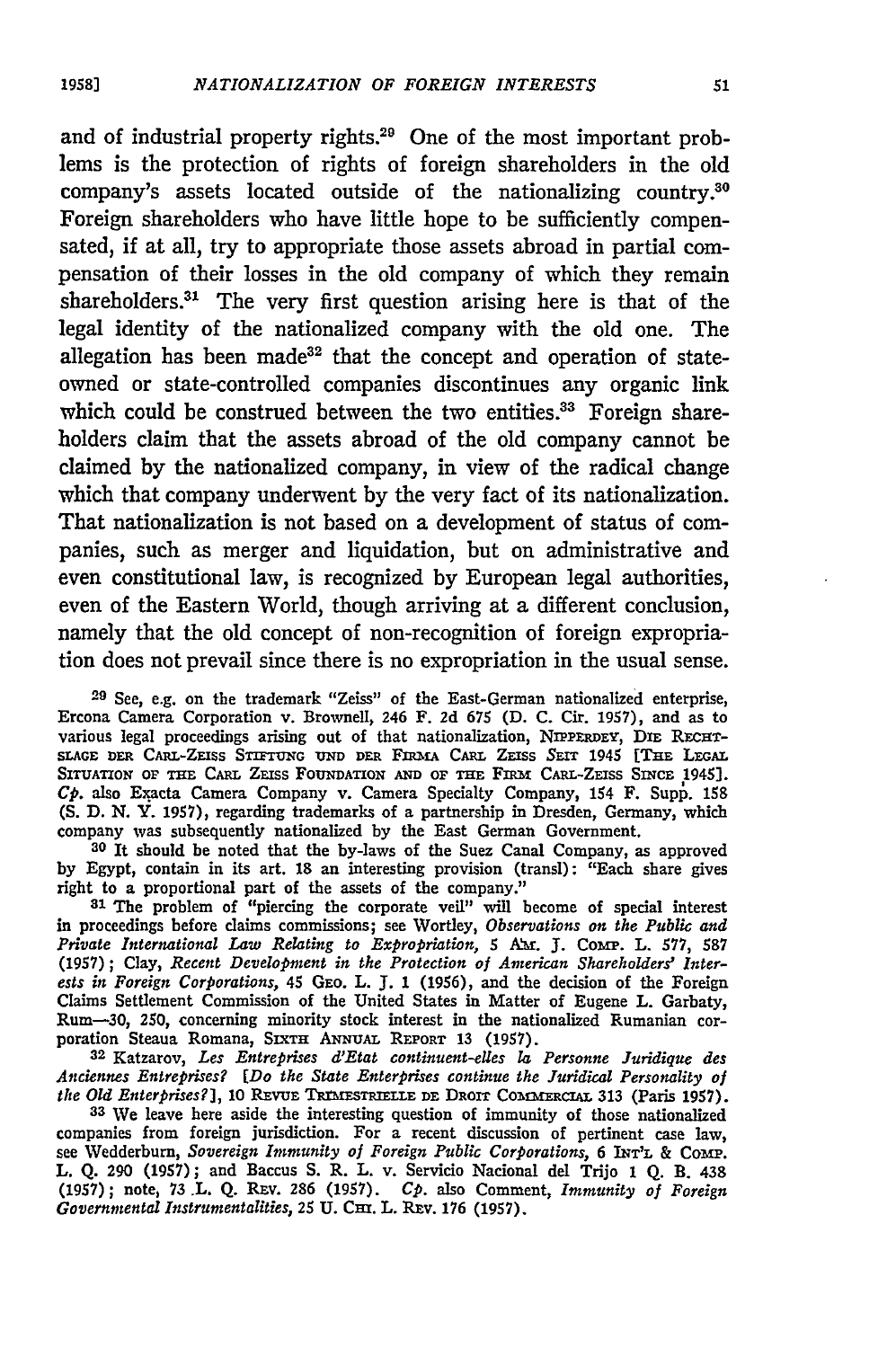and of industrial property rights.[29] One of the most important problems is the protection of rights of foreign shareholders in the old company's assets located outside of the nationalizing country.[30] Foreign shareholders who have little hope to be sufficiently compensated, if at all, try to appropriate those assets abroad in partial compensation of their losses in the old company of which they remain shareholders.[31] The very first question arising here is that of the legal identity of the nationalized company with the old one. The allegation has been made[32] that the concept and operation of state-owned or state-controlled companies discontinues any organic link which could be construed between the two entities.[33] Foreign shareholders claim that the assets abroad of the old company cannot be claimed by the nationalized company, in view of the radical change which that company underwent by the very fact of its nationalization. That nationalization is not based on a development of status of companies, such as merger and liquidation, but on administrative and even constitutional law, is recognized by European legal authorities, even of the Eastern World, though arriving at a different conclusion, namely that the old concept of non-recognition of foreign expropriation does not prevail since there is no expropriation in the usual sense.

---

[29] See, e.g. on the trademark "Zeiss" of the East-German nationalized enterprise, Ercona Camera Corporation v. Brownell, 246 F. 2d 675 (D. C. Cir. 1957), and as to various legal proceedings arising out of that nationalization, NIPPERDEY, DIE RECHTSLAGE DER CARL-ZEISS STIFTUNG UND DER FIRMA CARL ZEISS SEIT 1945 [THE LEGAL SITUATION OF THE CARL ZEISS FOUNDATION AND OF THE FIRM CARL-ZEISS SINCE 1945]. *Cp.* also Exacta Camera Company v. Camera Specialty Company, 154 F. Supp. 158 (S. D. N. Y. 1957), regarding trademarks of a partnership in Dresden, Germany, which company was subsequently nationalized by the East German Government.

[30] It should be noted that the by-laws of the Suez Canal Company, as approved by Egypt, contain in its art. 18 an interesting provision (transl): "Each share gives right to a proportional part of the assets of the company."

[31] The problem of "piercing the corporate veil" will become of special interest in proceedings before claims commissions; see Wortley, *Observations on the Public and Private International Law Relating to Expropriation*, 5 AM. J. COMP. L. 577, 587 (1957); Clay, *Recent Development in the Protection of American Shareholders' Interests in Foreign Corporations*, 45 GEO. L. J. 1 (1956), and the decision of the Foreign Claims Settlement Commission of the United States in Matter of Eugene L. Garbaty, Rum—30, 250, concerning minority stock interest in the nationalized Rumanian corporation Steaua Romana, SIXTH ANNUAL REPORT 13 (1957).

[32] Katzarov, *Les Entreprises d'Etat continuent-elles la Personne Juridique des Anciennes Entreprises?* [*Do the State Enterprises continue the Juridical Personality of the Old Enterprises?*], 10 REVUE TRIMESTRIELLE DE DROIT COMMERCIAL 313 (Paris 1957).

[33] We leave here aside the interesting question of immunity of those nationalized companies from foreign jurisdiction. For a recent discussion of pertinent case law, see Wedderburn, *Sovereign Immunity of Foreign Public Corporations*, 6 INT'L & COMP. L. Q. 290 (1957); and Baccus S. R. L. v. Servicio Nacional del Trijo 1 Q. B. 438 (1957); note, 73 L. Q. REV. 286 (1957). *Cp.* also Comment, *Immunity of Foreign Governmental Instrumentalities*, 25 U. CHI. L. REV. 176 (1957).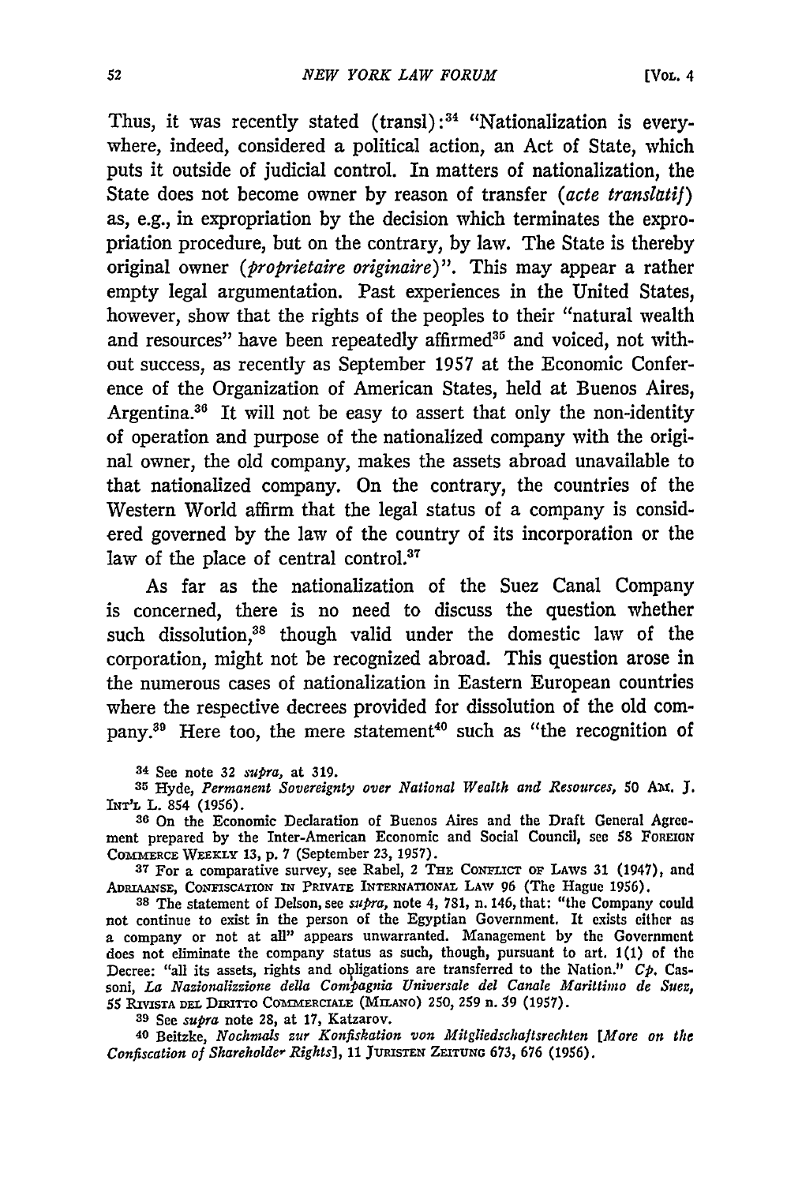Thus, it was recently stated (transl):[34] "Nationalization is everywhere, indeed, considered a political action, an Act of State, which puts it outside of judicial control. In matters of nationalization, the State does not become owner by reason of transfer (*acte translatif*) as, e.g., in expropriation by the decision which terminates the expropriation procedure, but on the contrary, by law. The State is thereby original owner (*proprietaire originaire*)". This may appear a rather empty legal argumentation. Past experiences in the United States, however, show that the rights of the peoples to their "natural wealth and resources" have been repeatedly affirmed[35] and voiced, not without success, as recently as September 1957 at the Economic Conference of the Organization of American States, held at Buenos Aires, Argentina.[36] It will not be easy to assert that only the non-identity of operation and purpose of the nationalized company with the original owner, the old company, makes the assets abroad unavailable to that nationalized company. On the contrary, the countries of the Western World affirm that the legal status of a company is considered governed by the law of the country of its incorporation or the law of the place of central control.[37]

As far as the nationalization of the Suez Canal Company is concerned, there is no need to discuss the question whether such dissolution,[38] though valid under the domestic law of the corporation, might not be recognized abroad. This question arose in the numerous cases of nationalization in Eastern European countries where the respective decrees provided for dissolution of the old company.[39] Here too, the mere statement[40] such as "the recognition of

---

[34] See note 32 *supra*, at 319.

[35] Hyde, *Permanent Sovereignty over National Wealth and Resources*, 50 AM. J. INT'L L. 854 (1956).

[36] On the Economic Declaration of Buenos Aires and the Draft General Agreement prepared by the Inter-American Economic and Social Council, see 58 FOREIGN COMMERCE WEEKLY 13, p. 7 (September 23, 1957).

[37] For a comparative survey, see Rabel, 2 THE CONFLICT OF LAWS 31 (1947), and ADRIAANSE, CONFISCATION IN PRIVATE INTERNATIONAL LAW 96 (The Hague 1956).

[38] The statement of Delson, see *supra*, note 4, 781, n. 146, that: "the Company could not continue to exist in the person of the Egyptian Government. It exists either as a company or not at all" appears unwarranted. Management by the Government does not eliminate the company status as such, though, pursuant to art. 1(1) of the Decree: "all its assets, rights and obligations are transferred to the Nation." *Cp.* Cassoni, *La Nazionalizzione della Compagnia Universale del Canale Marittimo de Suez*, 55 RIVISTA DEL DIRITTO COMMERCIALE (MILANO) 250, 259 n. 39 (1957).

[39] See *supra* note 28, at 17, Katzarov.

[40] Beitzke, *Nochmals zur Konfiskation von Mitgliedschaftsrechten* [*More on the Confiscation of Shareholder Rights*], 11 JURISTEN ZEITUNG 673, 676 (1956).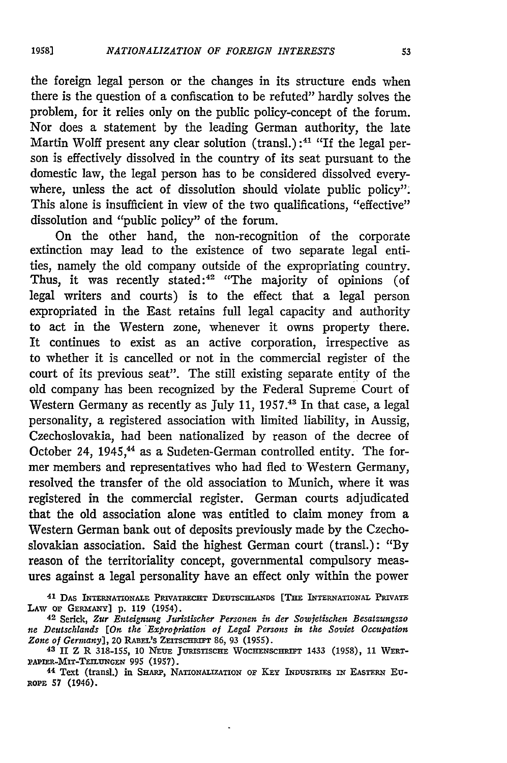the foreign legal person or the changes in its structure ends when there is the question of a confiscation to be refuted" hardly solves the problem, for it relies only on the public policy-concept of the forum. Nor does a statement by the leading German authority, the late Martin Wolff present any clear solution (transl.):[41] "If the legal person is effectively dissolved in the country of its seat pursuant to the domestic law, the legal person has to be considered dissolved everywhere, unless the act of dissolution should violate public policy". This alone is insufficient in view of the two qualifications, "effective" dissolution and "public policy" of the forum.

On the other hand, the non-recognition of the corporate extinction may lead to the existence of two separate legal entities, namely the old company outside of the expropriating country. Thus, it was recently stated:[42] "The majority of opinions (of legal writers and courts) is to the effect that a legal person expropriated in the East retains full legal capacity and authority to act in the Western zone, whenever it owns property there. It continues to exist as an active corporation, irrespective as to whether it is cancelled or not in the commercial register of the court of its previous seat". The still existing separate entity of the old company has been recognized by the Federal Supreme Court of Western Germany as recently as July 11, 1957.[43] In that case, a legal personality, a registered association with limited liability, in Aussig, Czechoslovakia, had been nationalized by reason of the decree of October 24, 1945,[44] as a Sudeten-German controlled entity. The former members and representatives who had fled to Western Germany, resolved the transfer of the old association to Munich, where it was registered in the commercial register. German courts adjudicated that the old association alone was entitled to claim money from a Western German bank out of deposits previously made by the Czechoslovakian association. Said the highest German court (transl.): "By reason of the territoriality concept, governmental compulsory measures against a legal personality have an effect only within the power

[41] Das Internationale Privatrecht Deutschlands [The International Private Law of Germany] p. 119 (1954).

[42] Serick, *Zur Enteignung Juristischer Personen in der Sowjetischen Besatzungszone Deutschlands [On the Expropriation of Legal Persons in the Soviet Occupation Zone of Germany]*, 20 Rabel's Zeitschrift 86, 93 (1955).

[43] II Z R 318-155, 10 Neue Juristische Wochenschrift 1433 (1958), 11 Wertpapier-Mit-Teilungen 995 (1957).

[44] Text (transl.) in Sharp, Nationalization of Key Industries in Eastern Europe 57 (1946).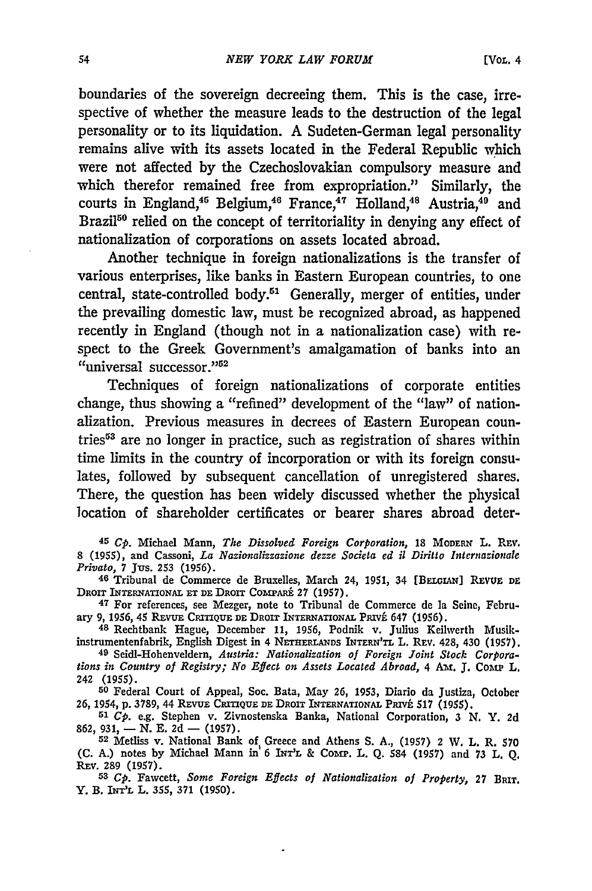boundaries of the sovereign decreeing them. This is the case, irrespective of whether the measure leads to the destruction of the legal personality or to its liquidation. A Sudeten-German legal personality remains alive with its assets located in the Federal Republic which were not affected by the Czechoslovakian compulsory measure and which therefor remained free from expropriation." Similarly, the courts in England,[45] Belgium,[46] France,[47] Holland,[48] Austria,[49] and Brazil[50] relied on the concept of territoriality in denying any effect of nationalization of corporations on assets located abroad.

Another technique in foreign nationalizations is the transfer of various enterprises, like banks in Eastern European countries, to one central, state-controlled body.[51] Generally, merger of entities, under the prevailing domestic law, must be recognized abroad, as happened recently in England (though not in a nationalization case) with respect to the Greek Government's amalgamation of banks into an "universal successor."[52]

Techniques of foreign nationalizations of corporate entities change, thus showing a "refined" development of the "law" of nationalization. Previous measures in decrees of Eastern European countries[53] are no longer in practice, such as registration of shares within time limits in the country of incorporation or with its foreign consulates, followed by subsequent cancellation of unregistered shares. There, the question has been widely discussed whether the physical location of shareholder certificates or bearer shares abroad deter-

[45] *Cp.* Michael Mann, *The Dissolved Foreign Corporation*, 18 MODERN L. REV. 8 (1955), and Cassoni, *La Nazionalizzazione dezze Societa ed il Diritto Internazionale Privato*, 7 JUS. 253 (1956).

[46] Tribunal de Commerce de Bruxelles, March 24, 1951, 34 [BELGIAN] REVUE DE DROIT INTERNATIONAL ET DE DROIT COMPARÉ 27 (1957).

[47] For references, see Mezger, note to Tribunal de Commerce de la Seine, February 9, 1956, 45 REVUE CRITIQUE DE DROIT INTERNATIONAL PRIVÉ 647 (1956).

[48] Rechtbank Hague, December 11, 1956, Podnik v. Julius Keilwerth Musikinstrumentenfabrik, English Digest in 4 NETHERLANDS INTERN'TL L. REV. 428, 430 (1957).

[49] Seidl-Hohenveldern, *Austria: Nationalization of Foreign Joint Stock Corporations in Country of Registry; No Effect on Assets Located Abroad*, 4 AM. J. COMP L. 242 (1955).

[50] Federal Court of Appeal, Soc. Bata, May 26, 1953, Diario da Justiza, October 26, 1954, p. 3789, 44 REVUE CRITIQUE DE DROIT INTERNATIONAL PRIVÉ 517 (1955).

[51] *Cp.* e.g. Stephen v. Zivnostenska Banka, National Corporation, 3 N. Y. 2d 862, 931, — N. E. 2d — (1957).

[52] Metliss v. National Bank of Greece and Athens S. A., (1957) 2 W. L. R. 570 (C. A.) notes by Michael Mann in 6 INT'L & COMP. L. Q. 584 (1957) and 73 L. Q. REV. 289 (1957).

[53] *Cp.* Fawcett, *Some Foreign Effects of Nationalization of Property*, 27 BRIT. Y. B. INT'L L. 355, 371 (1950).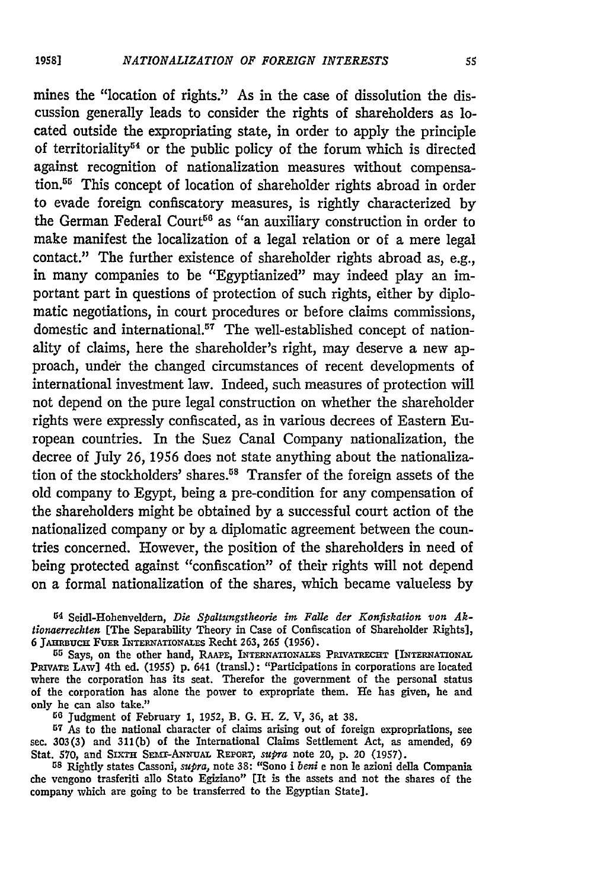mines the "location of rights." As in the case of dissolution the discussion generally leads to consider the rights of shareholders as located outside the expropriating state, in order to apply the principle of territoriality[54] or the public policy of the forum which is directed against recognition of nationalization measures without compensation.[55] This concept of location of shareholder rights abroad in order to evade foreign confiscatory measures, is rightly characterized by the German Federal Court[56] as "an auxiliary construction in order to make manifest the localization of a legal relation or of a mere legal contact." The further existence of shareholder rights abroad as, e.g., in many companies to be "Egyptianized" may indeed play an important part in questions of protection of such rights, either by diplomatic negotiations, in court procedures or before claims commissions, domestic and international.[57] The well-established concept of nationality of claims, here the shareholder's right, may deserve a new approach, under the changed circumstances of recent developments of international investment law. Indeed, such measures of protection will not depend on the pure legal construction on whether the shareholder rights were expressly confiscated, as in various decrees of Eastern European countries. In the Suez Canal Company nationalization, the decree of July 26, 1956 does not state anything about the nationalization of the stockholders' shares.[58] Transfer of the foreign assets of the old company to Egypt, being a pre-condition for any compensation of the shareholders might be obtained by a successful court action of the nationalized company or by a diplomatic agreement between the countries concerned. However, the position of the shareholders in need of being protected against "confiscation" of their rights will not depend on a formal nationalization of the shares, which became valueless by

---

[54] Seidl-Hohenveldern, *Die Spaltungstheorie im Falle der Konfiskation von Aktionaerrechten* [The Separability Theory in Case of Confiscation of Shareholder Rights], 6 JAHRBUCH FUER INTERNATIONALES Recht 263, 265 (1956).

[55] Says, on the other hand, RAAPE, INTERNATIONALES PRIVATRECHT [INTERNATIONAL PRIVATE LAW] 4th ed. (1955) p. 641 (transl.): "Participations in corporations are located where the corporation has its seat. Therefor the government of the personal status of the corporation has alone the power to expropriate them. He has given, he and only he can also take."

[56] Judgment of February 1, 1952, B. G. H. Z. V, 36, at 38.

[57] As to the national character of claims arising out of foreign expropriations, see sec. 303(3) and 311(b) of the International Claims Settlement Act, as amended, 69 Stat. 570, and SIXTH SEMI-ANNUAL REPORT, *supra* note 20, p. 20 (1957).

[58] Rightly states Cassoni, *supra*, note 38: "Sono i *beni* e non le azioni della Compania che vengono trasferiti allo Stato Egiziano" [It is the assets and not the shares of the company which are going to be transferred to the Egyptian State].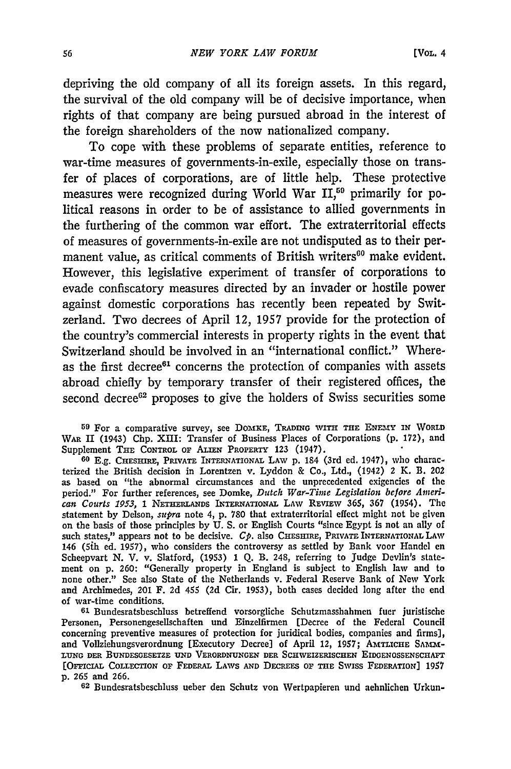depriving the old company of all its foreign assets. In this regard, the survival of the old company will be of decisive importance, when rights of that company are being pursued abroad in the interest of the foreign shareholders of the now nationalized company.

To cope with these problems of separate entities, reference to war-time measures of governments-in-exile, especially those on transfer of places of corporations, are of little help. These protective measures were recognized during World War II,[59] primarily for political reasons in order to be of assistance to allied governments in the furthering of the common war effort. The extraterritorial effects of measures of governments-in-exile are not undisputed as to their permanent value, as critical comments of British writers[60] make evident. However, this legislative experiment of transfer of corporations to evade confiscatory measures directed by an invader or hostile power against domestic corporations has recently been repeated by Switzerland. Two decrees of April 12, 1957 provide for the protection of the country's commercial interests in property rights in the event that Switzerland should be involved in an "international conflict." Whereas the first decree[61] concerns the protection of companies with assets abroad chiefly by temporary transfer of their registered offices, the second decree[62] proposes to give the holders of Swiss securities some

---

[59] For a comparative survey, see DOMKE, TRADING WITH THE ENEMY IN WORLD WAR II (1943) Chp. XIII: Transfer of Business Places of Corporations (p. 172), and Supplement THE CONTROL OF ALIEN PROPERTY 123 (1947).

[60] E.g. CHESHIRE, PRIVATE INTERNATIONAL LAW p. 184 (3rd ed. 1947), who characterized the British decision in Lorentzen v. Lyddon & Co., Ltd., (1942) 2 K. B. 202 as based on "the abnormal circumstances and the unprecedented exigencies of the period." For further references, see Domke, *Dutch War-Time Legislation before American Courts 1953*, 1 NETHERLANDS INTERNATIONAL LAW REVIEW 365, 367 (1954). The statement by Delson, *supra* note 4, p. 780 that extraterritorial effect might not be given on the basis of those principles by U. S. or English Courts "since Egypt is not an ally of such states," appears not to be decisive. *Cp.* also CHESHIRE, PRIVATE INTERNATIONAL LAW 146 (5th ed. 1957), who considers the controversy as settled by Bank voor Handel en Scheepvart N. V. v. Slatford, (1953) 1 Q. B. 248, referring to Judge Devlin's statement on p. 260: "Generally property in England is subject to English law and to none other." See also State of the Netherlands v. Federal Reserve Bank of New York and Archimedes, 201 F. 2d 455 (2d Cir. 1953), both cases decided long after the end of war-time conditions.

[61] Bundesratsbeschluss betreffend vorsorgliche Schutzmasshahmen fuer juristische Personen, Personengesellschaften und Einzelfirmen [Decree of the Federal Council concerning preventive measures of protection for juridical bodies, companies and firms], and Vollziehungsverordnung [Executory Decree] of April 12, 1957; AMTLICHE SAMMLUNG DER BUNDESGESETZE UND VERORDNUNGEN DER SCHWEIZERISCHEN EIDGENOSSENSCHAFT [OFFICIAL COLLECTION OF FEDERAL LAWS AND DECREES OF THE SWISS FEDERATION] 1957 p. 265 and 266.

[62] Bundesratsbeschluss ueber den Schutz von Wertpapieren und aehnlichen Urkun-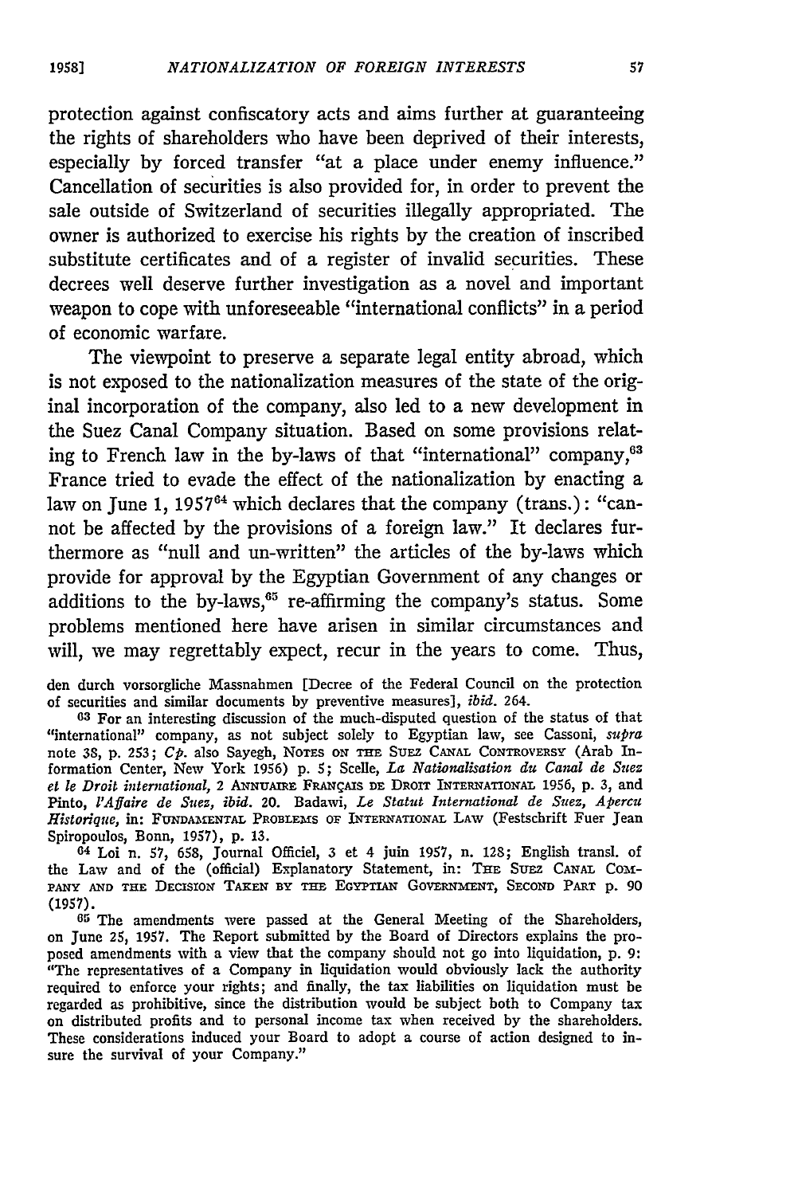protection against confiscatory acts and aims further at guaranteeing the rights of shareholders who have been deprived of their interests, especially by forced transfer "at a place under enemy influence." Cancellation of securities is also provided for, in order to prevent the sale outside of Switzerland of securities illegally appropriated. The owner is authorized to exercise his rights by the creation of inscribed substitute certificates and of a register of invalid securities. These decrees well deserve further investigation as a novel and important weapon to cope with unforeseeable "international conflicts" in a period of economic warfare.

The viewpoint to preserve a separate legal entity abroad, which is not exposed to the nationalization measures of the state of the original incorporation of the company, also led to a new development in the Suez Canal Company situation. Based on some provisions relating to French law in the by-laws of that "international" company,[63] France tried to evade the effect of the nationalization by enacting a law on June 1, 1957[64] which declares that the company (trans.): "cannot be affected by the provisions of a foreign law." It declares furthermore as "null and un-written" the articles of the by-laws which provide for approval by the Egyptian Government of any changes or additions to the by-laws,[65] re-affirming the company's status. Some problems mentioned here have arisen in similar circumstances and will, we may regrettably expect, recur in the years to come. Thus,

---

den durch vorsorgliche Massnahmen [Decree of the Federal Council on the protection of securities and similar documents by preventive measures], *ibid.* 264.

[63] For an interesting discussion of the much-disputed question of the status of that "international" company, as not subject solely to Egyptian law, see Cassoni, *supra* note 38, p. 253; *Cp.* also Sayegh, NOTES ON THE SUEZ CANAL CONTROVERSY (Arab Information Center, New York 1956) p. 5; Scelle, *La Nationalisation du Canal de Suez et le Droit international,* 2 ANNUAIRE FRANÇAIS DE DROIT INTERNATIONAL 1956, p. 3, and Pinto, *l'Affaire de Suez, ibid.* 20. Badawi, *Le Statut International de Suez, Aperçu Historique,* in: FUNDAMENTAL PROBLEMS OF INTERNATIONAL LAW (Festschrift Fuer Jean Spiropoulos, Bonn, 1957), p. 13.

[64] Loi n. 57, 658, Journal Officiel, 3 et 4 juin 1957, n. 128; English transl. of the Law and of the (official) Explanatory Statement, in: THE SUEZ CANAL COMPANY AND THE DECISION TAKEN BY THE EGYPTIAN GOVERNMENT, SECOND PART p. 90 (1957).

[65] The amendments were passed at the General Meeting of the Shareholders, on June 25, 1957. The Report submitted by the Board of Directors explains the proposed amendments with a view that the company should not go into liquidation, p. 9: "The representatives of a Company in liquidation would obviously lack the authority required to enforce your rights; and finally, the tax liabilities on liquidation must be regarded as prohibitive, since the distribution would be subject both to Company tax on distributed profits and to personal income tax when received by the shareholders. These considerations induced your Board to adopt a course of action designed to insure the survival of your Company."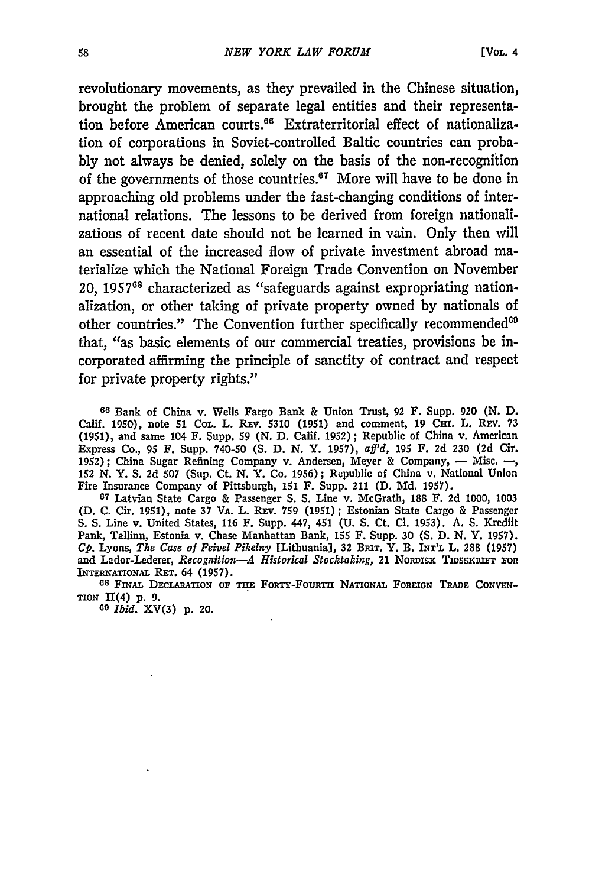revolutionary movements, as they prevailed in the Chinese situation, brought the problem of separate legal entities and their representation before American courts.[66] Extraterritorial effect of nationalization of corporations in Soviet-controlled Baltic countries can probably not always be denied, solely on the basis of the non-recognition of the governments of those countries.[67] More will have to be done in approaching old problems under the fast-changing conditions of international relations. The lessons to be derived from foreign nationalizations of recent date should not be learned in vain. Only then will an essential of the increased flow of private investment abroad materialize which the National Foreign Trade Convention on November 20, 1957[68] characterized as "safeguards against expropriating nationalization, or other taking of private property owned by nationals of other countries." The Convention further specifically recommended[69] that, "as basic elements of our commercial treaties, provisions be incorporated affirming the principle of sanctity of contract and respect for private property rights."

[66] Bank of China v. Wells Fargo Bank & Union Trust, 92 F. Supp. 920 (N. D. Calif. 1950), note 51 COL. L. REV. 5310 (1951) and comment, 19 CHI. L. REV. 73 (1951), and same 104 F. Supp. 59 (N. D. Calif. 1952); Republic of China v. American Express Co., 95 F. Supp. 740-50 (S. D. N. Y. 1957), *aff'd*, 195 F. 2d 230 (2d Cir. 1952); China Sugar Refining Company v. Andersen, Meyer & Company, — Misc. —, 152 N. Y. S. 2d 507 (Sup. Ct. N. Y. Co. 1956); Republic of China v. National Union Fire Insurance Company of Pittsburgh, 151 F. Supp. 211 (D. Md. 1957).

[67] Latvian State Cargo & Passenger S. S. Line v. McGrath, 188 F. 2d 1000, 1003 (D. C. Cir. 1951), note 37 VA. L. REV. 759 (1951); Estonian State Cargo & Passenger S. S. Line v. United States, 116 F. Supp. 447, 451 (U. S. Ct. Cl. 1953). A. S. Krediit Pank, Tallinn, Estonia v. Chase Manhattan Bank, 155 F. Supp. 30 (S. D. N. Y. 1957). *Cp.* Lyons, *The Case of Feivel Pikelny* [Lithuania], 32 BRIT. Y. B. INT'L L. 288 (1957) and Lador-Lederer, *Recognition—A Historical Stocktaking*, 21 NORDISK TIDSSKRIFT FOR INTERNATIONAL RET. 64 (1957).

[68] FINAL DECLARATION OF THE FORTY-FOURTH NATIONAL FOREIGN TRADE CONVENTION II(4) p. 9.

[69] *Ibid.* XV(3) p. 20.